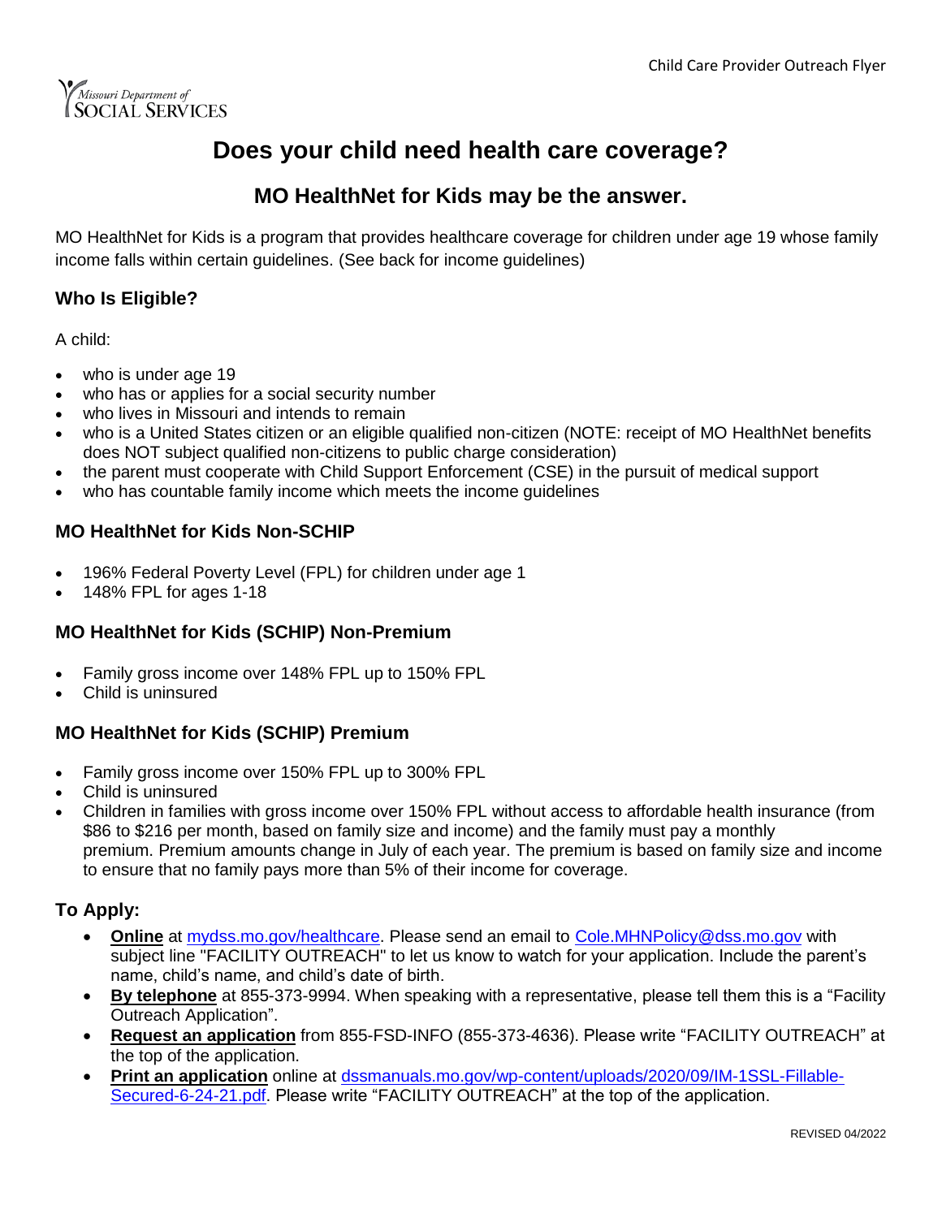Child Care Provider Outreach Flyer

Missouri Department of SOCIAL SERVICES

# Does your child need health care coverage?

## MO HealthNet for Kids may be the answer.

MO HealthNet for Kids is a program that provides healthcare coverage for children under age 19 whose family income falls within certain guidelines. (See back for income guidelines)

### Who Is Eligible?

A child:

- who is under age 19
- who has or applies for a social security number
- who lives in Missouri and intends to remain
- who is a United States citizen or an eligible qualified non-citizen (NOTE: receipt of MO HealthNet benefits does NOT subject qualified non-citizens to public charge consideration)
- the parent must cooperate with Child Support Enforcement (CSE) in the pursuit of medical support
- who has countable family income which meets the income guidelines

### MO HealthNet for Kids Non-SCHIP

- 196% Federal Poverty Level (FPL) for children under age 1
- 148% FPL for ages 1-18

### MO HealthNet for Kids (SCHIP) Non-Premium

- Family gross income over 148% FPL up to 150% FPL
- Child is uninsured

### MO HealthNet for Kids (SCHIP) Premium

- Family gross income over 150% FPL up to 300% FPL
- Child is uninsured
- Children in families with gross income over 150% FPL without access to affordable health insurance (from $86 to $216 per month, based on family size and income) and the family must pay a monthly premium. Premium amounts change in July of each year. The premium is based on family size and income to ensure that no family pays more than 5% of their income for coverage.

### To Apply:

- **Online** at mydss.mo.gov/healthcare. Please send an email to Cole.MHNPolicy@dss.mo.gov with subject line "FACILITY OUTREACH" to let us know to watch for your application. Include the parent's name, child's name, and child's date of birth.
- **By telephone** at 855-373-9994. When speaking with a representative, please tell them this is a "Facility Outreach Application".
- **Request an application** from 855-FSD-INFO (855-373-4636). Please write "FACILITY OUTREACH" at the top of the application.
- **Print an application** online at dssmanuals.mo.gov/wp-content/uploads/2020/09/IM-1SSL-Fillable-Secured-6-24-21.pdf. Please write "FACILITY OUTREACH" at the top of the application.

REVISED 04/2022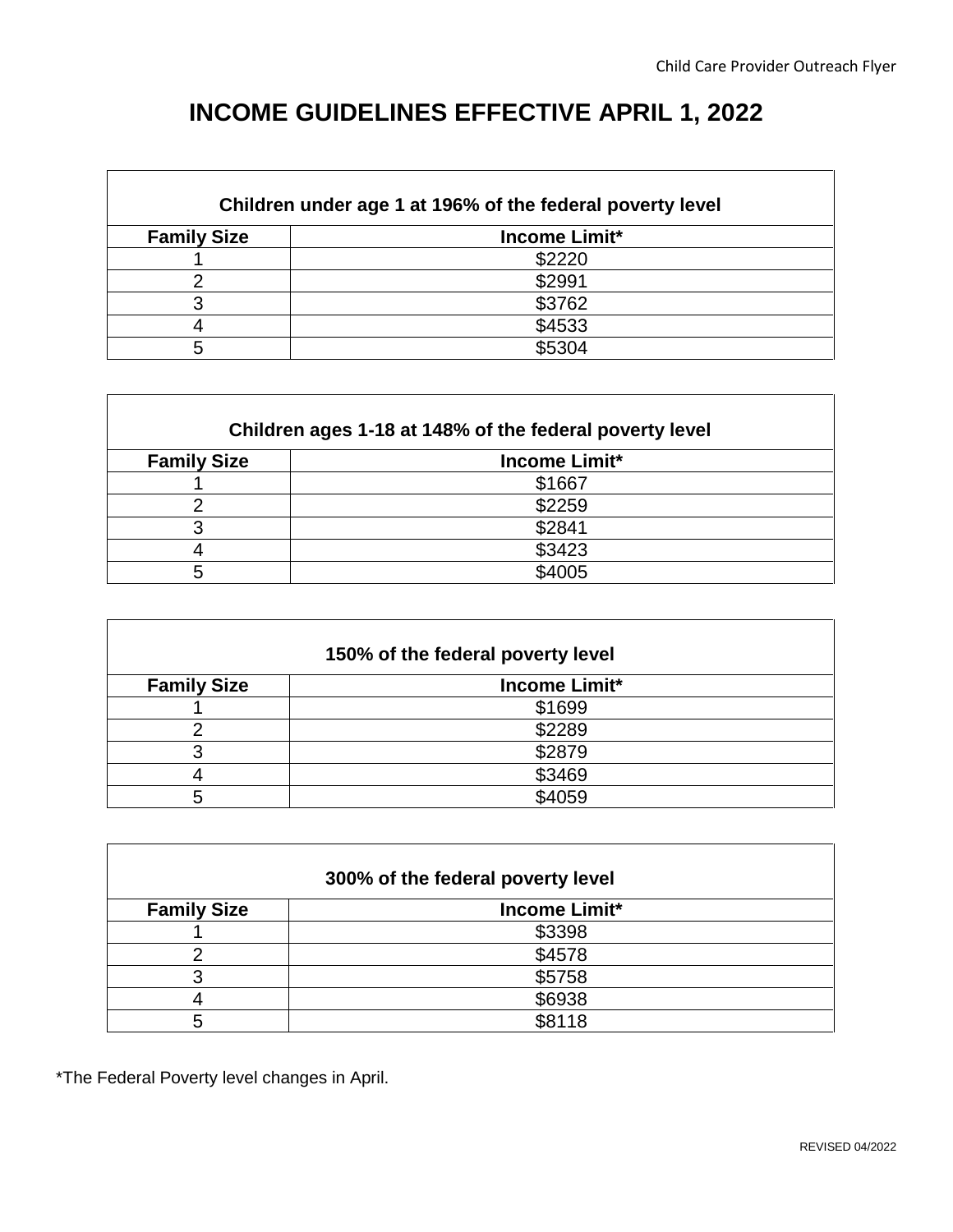# INCOME GUIDELINES EFFECTIVE APRIL 1, 2022

| Children under age 1 at 196% of the federal poverty level | |
|---|---|
| **Family Size** | **Income Limit*** |
| 1 | $2220 |
| 2 | $2991 |
| 3 | $3762 |
| 4 | $4533 |
| 5 | $5304 |

| Children ages 1-18 at 148% of the federal poverty level | |
|---|---|
| **Family Size** | **Income Limit*** |
| 1 | $1667 |
| 2 | $2259 |
| 3 | $2841 |
| 4 | $3423 |
| 5 | $4005 |

| 150% of the federal poverty level | |
|---|---|
| **Family Size** | **Income Limit*** |
| 1 | $1699 |
| 2 | $2289 |
| 3 | $2879 |
| 4 | $3469 |
| 5 | $4059 |

| 300% of the federal poverty level | |
|---|---|
| **Family Size** | **Income Limit*** |
| 1 | $3398 |
| 2 | $4578 |
| 3 | $5758 |
| 4 | $6938 |
| 5 | $8118 |

*The Federal Poverty level changes in April.

REVISED 04/2022